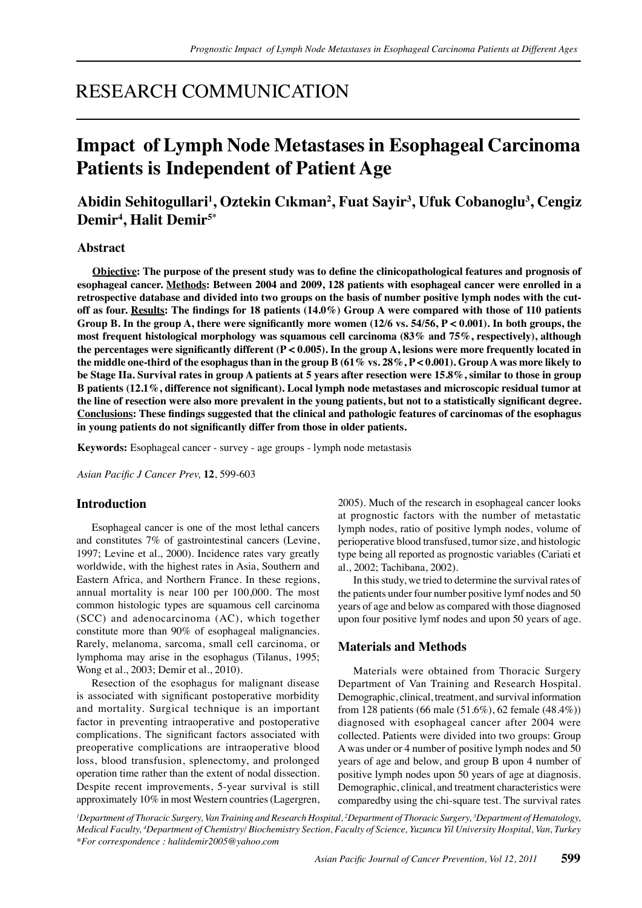# RESEARCH COMMUNICATION

# Impact of Lymph Node Metastases in Esophageal Carcinoma Patients is Independent of Patient Age

**Abidin Sehitogullari[1], Oztekin Cıkman[2], Fuat Sayir[3], Ufuk Cobanoglu[3], Cengiz Demir[4], Halit Demir[5*]**

## Abstract

**Objective: The purpose of the present study was to define the clinicopathological features and prognosis of esophageal cancer. Methods: Between 2004 and 2009, 128 patients with esophageal cancer were enrolled in a retrospective database and divided into two groups on the basis of number positive lymph nodes with the cut-off as four. Results: The findings for 18 patients (14.0%) Group A were compared with those of 110 patients Group B. In the group A, there were significantly more women (12/6 vs. 54/56, P < 0.001). In both groups, the most frequent histological morphology was squamous cell carcinoma (83% and 75%, respectively), although the percentages were significantly different (P < 0.005). In the group A, lesions were more frequently located in the middle one-third of the esophagus than in the group B (61% vs. 28%, P < 0.001). Group A was more likely to be Stage IIa. Survival rates in group A patients at 5 years after resection were 15.8%, similar to those in group B patients (12.1%, difference not significant). Local lymph node metastases and microscopic residual tumor at the line of resection were also more prevalent in the young patients, but not to a statistically significant degree. Conclusions: These findings suggested that the clinical and pathologic features of carcinomas of the esophagus in young patients do not significantly differ from those in older patients.**

**Keywords:** Esophageal cancer - survey - age groups - lymph node metastasis

*Asian Pacific J Cancer Prev,* **12**, 599-603

## Introduction

Esophageal cancer is one of the most lethal cancers and constitutes 7% of gastrointestinal cancers (Levine, 1997; Levine et al., 2000). Incidence rates vary greatly worldwide, with the highest rates in Asia, Southern and Eastern Africa, and Northern France. In these regions, annual mortality is near 100 per 100,000. The most common histologic types are squamous cell carcinoma (SCC) and adenocarcinoma (AC), which together constitute more than 90% of esophageal malignancies. Rarely, melanoma, sarcoma, small cell carcinoma, or lymphoma may arise in the esophagus (Tilanus, 1995; Wong et al., 2003; Demir et al., 2010).

Resection of the esophagus for malignant disease is associated with significant postoperative morbidity and mortality. Surgical technique is an important factor in preventing intraoperative and postoperative complications. The significant factors associated with preoperative complications are intraoperative blood loss, blood transfusion, splenectomy, and prolonged operation time rather than the extent of nodal dissection. Despite recent improvements, 5-year survival is still approximately 10% in most Western countries (Lagergren, 2005). Much of the research in esophageal cancer looks at prognostic factors with the number of metastatic lymph nodes, ratio of positive lymph nodes, volume of perioperative blood transfused, tumor size, and histologic type being all reported as prognostic variables (Cariati et al., 2002; Tachibana, 2002).

In this study, we tried to determine the survival rates of the patients under four number positive lymf nodes and 50 years of age and below as compared with those diagnosed upon four positive lymf nodes and upon 50 years of age.

## Materials and Methods

Materials were obtained from Thoracic Surgery Department of Van Training and Research Hospital. Demographic, clinical, treatment, and survival information from 128 patients (66 male (51.6%), 62 female (48.4%)) diagnosed with esophageal cancer after 2004 were collected. Patients were divided into two groups: Group A was under or 4 number of positive lymph nodes and 50 years of age and below, and group B upon 4 number of positive lymph nodes upon 50 years of age at diagnosis. Demographic, clinical, and treatment characteristics were comparedby using the chi-square test. The survival rates

*[1]Department of Thoracic Surgery, Van Training and Research Hospital, [2]Department of Thoracic Surgery, [3]Department of Hematology, Medical Faculty, [4]Department of Chemistry/ Biochemistry Section, Faculty of Science, Yuzuncu Yil University Hospital, Van, Turkey \*For correspondence : halitdemir2005@yahoo.com*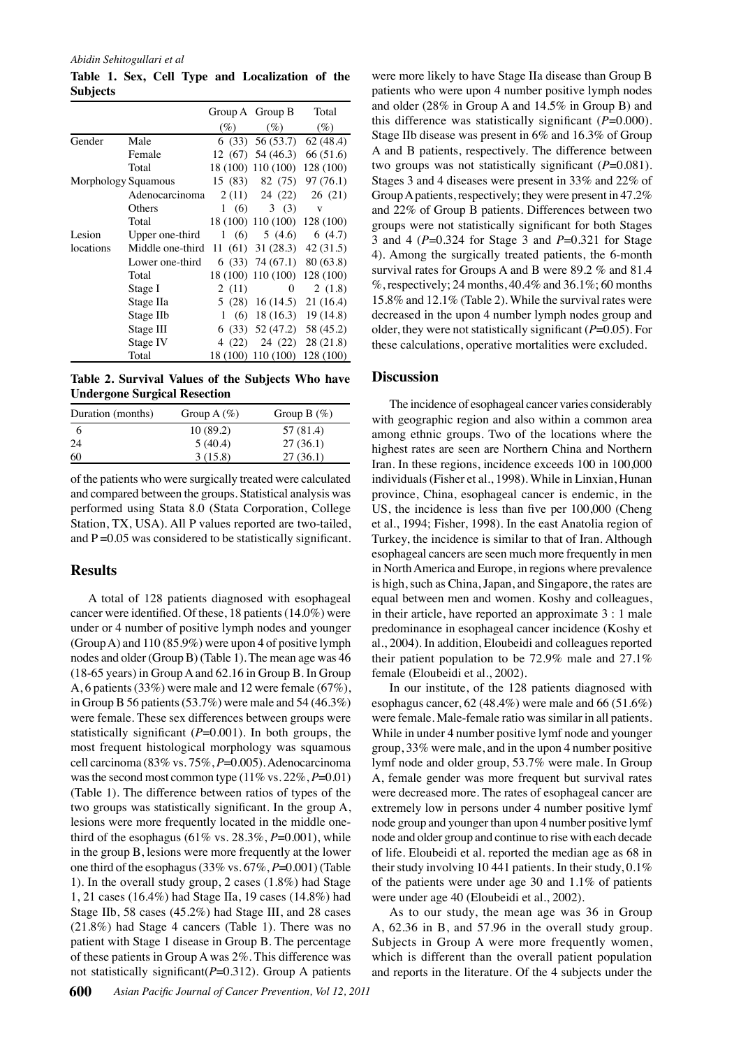**Table 1. Sex, Cell Type and Localization of the Subjects**

| | | Group A (%) | Group B (%) | Total (%) |
|---|---|---|---|---|
| Gender | Male | 6 (33) | 56 (53.7) | 62 (48.4) |
| | Female | 12 (67) | 54 (46.3) | 66 (51.6) |
| | Total | 18 (100) | 110 (100) | 128 (100) |
| Morphology | Squamous | 15 (83) | 82 (75) | 97 (76.1) |
| | Adenocarcinoma | 2 (11) | 24 (22) | 26 (21) |
| | Others | 1 (6) | 3 (3) | v |
| | Total | 18 (100) | 110 (100) | 128 (100) |
| Lesion locations | Upper one-third | 1 (6) | 5 (4.6) | 6 (4.7) |
| | Middle one-third | 11 (61) | 31 (28.3) | 42 (31.5) |
| | Lower one-third | 6 (33) | 74 (67.1) | 80 (63.8) |
| | Total | 18 (100) | 110 (100) | 128 (100) |
| | Stage I | 2 (11) | 0 | 2 (1.8) |
| | Stage IIa | 5 (28) | 16 (14.5) | 21 (16.4) |
| | Stage IIb | 1 (6) | 18 (16.3) | 19 (14.8) |
| | Stage III | 6 (33) | 52 (47.2) | 58 (45.2) |
| | Stage IV | 4 (22) | 24 (22) | 28 (21.8) |
| | Total | 18 (100) | 110 (100) | 128 (100) |

**Table 2. Survival Values of the Subjects Who have Undergone Surgical Resection**

| Duration (months) | Group A (%) | Group B (%) |
|---|---|---|
| 6 | 10 (89.2) | 57 (81.4) |
| 24 | 5 (40.4) | 27 (36.1) |
| 60 | 3 (15.8) | 27 (36.1) |

of the patients who were surgically treated were calculated and compared between the groups. Statistical analysis was performed using Stata 8.0 (Stata Corporation, College Station, TX, USA). All P values reported are two-tailed, and P =0.05 was considered to be statistically significant.

## Results

A total of 128 patients diagnosed with esophageal cancer were identified. Of these, 18 patients (14.0%) were under or 4 number of positive lymph nodes and younger (Group A) and 110 (85.9%) were upon 4 of positive lymph nodes and older (Group B) (Table 1). The mean age was 46 (18-65 years) in Group A and 62.16 in Group B. In Group A, 6 patients (33%) were male and 12 were female (67%), in Group B 56 patients (53.7%) were male and 54 (46.3%) were female. These sex differences between groups were statistically significant (*P*=0.001). In both groups, the most frequent histological morphology was squamous cell carcinoma (83% vs. 75%, *P*=0.005). Adenocarcinoma was the second most common type (11% vs. 22%, *P*=0.01) (Table 1). The difference between ratios of types of the two groups was statistically significant. In the group A, lesions were more frequently located in the middle one-third of the esophagus (61% vs. 28.3%, *P*=0.001), while in the group B, lesions were more frequently at the lower one third of the esophagus (33% vs. 67%, *P*=0.001) (Table 1). In the overall study group, 2 cases (1.8%) had Stage 1, 21 cases (16.4%) had Stage IIa, 19 cases (14.8%) had Stage IIb, 58 cases (45.2%) had Stage III, and 28 cases (21.8%) had Stage 4 cancers (Table 1). There was no patient with Stage 1 disease in Group B. The percentage of these patients in Group A was 2%. This difference was not statistically significant(*P*=0.312). Group A patients were more likely to have Stage IIa disease than Group B patients who were upon 4 number positive lymph nodes and older (28% in Group A and 14.5% in Group B) and this difference was statistically significant (*P*=0.000). Stage IIb disease was present in 6% and 16.3% of Group A and B patients, respectively. The difference between two groups was not statistically significant (*P*=0.081). Stages 3 and 4 diseases were present in 33% and 22% of Group A patients, respectively; they were present in 47.2% and 22% of Group B patients. Differences between two groups were not statistically significant for both Stages 3 and 4 (*P*=0.324 for Stage 3 and *P*=0.321 for Stage 4). Among the surgically treated patients, the 6-month survival rates for Groups A and B were 89.2 % and 81.4 %, respectively; 24 months, 40.4% and 36.1%; 60 months 15.8% and 12.1% (Table 2). While the survival rates were decreased in the upon 4 number lymph nodes group and older, they were not statistically significant (*P*=0.05). For these calculations, operative mortalities were excluded.

## Discussion

The incidence of esophageal cancer varies considerably with geographic region and also within a common area among ethnic groups. Two of the locations where the highest rates are seen are Northern China and Northern Iran. In these regions, incidence exceeds 100 in 100,000 individuals (Fisher et al., 1998). While in Linxian, Hunan province, China, esophageal cancer is endemic, in the US, the incidence is less than five per 100,000 (Cheng et al., 1994; Fisher, 1998). In the east Anatolia region of Turkey, the incidence is similar to that of Iran. Although esophageal cancers are seen much more frequently in men in North America and Europe, in regions where prevalence is high, such as China, Japan, and Singapore, the rates are equal between men and women. Koshy and colleagues, in their article, have reported an approximate 3 : 1 male predominance in esophageal cancer incidence (Koshy et al., 2004). In addition, Eloubeidi and colleagues reported their patient population to be 72.9% male and 27.1% female (Eloubeidi et al., 2002).

In our institute, of the 128 patients diagnosed with esophagus cancer, 62 (48.4%) were male and 66 (51.6%) were female. Male-female ratio was similar in all patients. While in under 4 number positive lymf node and younger group, 33% were male, and in the upon 4 number positive lymf node and older group, 53.7% were male. In Group A, female gender was more frequent but survival rates were decreased more. The rates of esophageal cancer are extremely low in persons under 4 number positive lymf node group and younger than upon 4 number positive lymf node and older group and continue to rise with each decade of life. Eloubeidi et al. reported the median age as 68 in their study involving 10 441 patients. In their study, 0.1% of the patients were under age 30 and 1.1% of patients were under age 40 (Eloubeidi et al., 2002).

As to our study, the mean age was 36 in Group A, 62.36 in B, and 57.96 in the overall study group. Subjects in Group A were more frequently women, which is different than the overall patient population and reports in the literature. Of the 4 subjects under the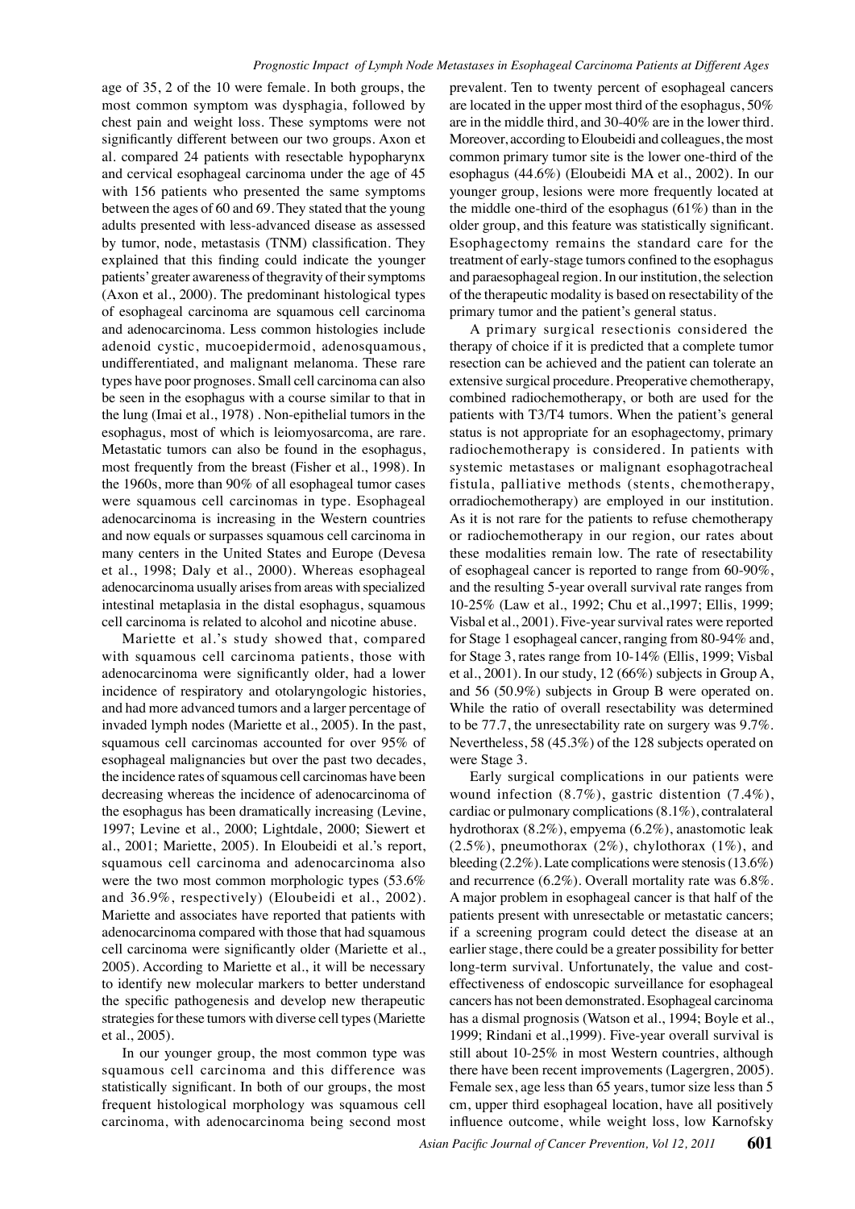age of 35, 2 of the 10 were female. In both groups, the most common symptom was dysphagia, followed by chest pain and weight loss. These symptoms were not significantly different between our two groups. Axon et al. compared 24 patients with resectable hypopharynx and cervical esophageal carcinoma under the age of 45 with 156 patients who presented the same symptoms between the ages of 60 and 69. They stated that the young adults presented with less-advanced disease as assessed by tumor, node, metastasis (TNM) classification. They explained that this finding could indicate the younger patients' greater awareness of thegravity of their symptoms (Axon et al., 2000). The predominant histological types of esophageal carcinoma are squamous cell carcinoma and adenocarcinoma. Less common histologies include adenoid cystic, mucoepidermoid, adenosquamous, undifferentiated, and malignant melanoma. These rare types have poor prognoses. Small cell carcinoma can also be seen in the esophagus with a course similar to that in the lung (Imai et al., 1978) . Non-epithelial tumors in the esophagus, most of which is leiomyosarcoma, are rare. Metastatic tumors can also be found in the esophagus, most frequently from the breast (Fisher et al., 1998). In the 1960s, more than 90% of all esophageal tumor cases were squamous cell carcinomas in type. Esophageal adenocarcinoma is increasing in the Western countries and now equals or surpasses squamous cell carcinoma in many centers in the United States and Europe (Devesa et al., 1998; Daly et al., 2000). Whereas esophageal adenocarcinoma usually arises from areas with specialized intestinal metaplasia in the distal esophagus, squamous cell carcinoma is related to alcohol and nicotine abuse.

Mariette et al.'s study showed that, compared with squamous cell carcinoma patients, those with adenocarcinoma were significantly older, had a lower incidence of respiratory and otolaryngologic histories, and had more advanced tumors and a larger percentage of invaded lymph nodes (Mariette et al., 2005). In the past, squamous cell carcinomas accounted for over 95% of esophageal malignancies but over the past two decades, the incidence rates of squamous cell carcinomas have been decreasing whereas the incidence of adenocarcinoma of the esophagus has been dramatically increasing (Levine, 1997; Levine et al., 2000; Lightdale, 2000; Siewert et al., 2001; Mariette, 2005). In Eloubeidi et al.'s report, squamous cell carcinoma and adenocarcinoma also were the two most common morphologic types (53.6% and 36.9%, respectively) (Eloubeidi et al., 2002). Mariette and associates have reported that patients with adenocarcinoma compared with those that had squamous cell carcinoma were significantly older (Mariette et al., 2005). According to Mariette et al., it will be necessary to identify new molecular markers to better understand the specific pathogenesis and develop new therapeutic strategies for these tumors with diverse cell types (Mariette et al., 2005).

In our younger group, the most common type was squamous cell carcinoma and this difference was statistically significant. In both of our groups, the most frequent histological morphology was squamous cell carcinoma, with adenocarcinoma being second most prevalent. Ten to twenty percent of esophageal cancers are located in the upper most third of the esophagus, 50% are in the middle third, and 30-40% are in the lower third. Moreover, according to Eloubeidi and colleagues, the most common primary tumor site is the lower one-third of the esophagus (44.6%) (Eloubeidi MA et al., 2002). In our younger group, lesions were more frequently located at the middle one-third of the esophagus (61%) than in the older group, and this feature was statistically significant. Esophagectomy remains the standard care for the treatment of early-stage tumors confined to the esophagus and paraesophageal region. In our institution, the selection of the therapeutic modality is based on resectability of the primary tumor and the patient's general status.

A primary surgical resectionis considered the therapy of choice if it is predicted that a complete tumor resection can be achieved and the patient can tolerate an extensive surgical procedure. Preoperative chemotherapy, combined radiochemotherapy, or both are used for the patients with T3/T4 tumors. When the patient's general status is not appropriate for an esophagectomy, primary radiochemotherapy is considered. In patients with systemic metastases or malignant esophagotracheal fistula, palliative methods (stents, chemotherapy, orradiochemotherapy) are employed in our institution. As it is not rare for the patients to refuse chemotherapy or radiochemotherapy in our region, our rates about these modalities remain low. The rate of resectability of esophageal cancer is reported to range from 60-90%, and the resulting 5-year overall survival rate ranges from 10-25% (Law et al., 1992; Chu et al.,1997; Ellis, 1999; Visbal et al., 2001). Five-year survival rates were reported for Stage 1 esophageal cancer, ranging from 80-94% and, for Stage 3, rates range from 10-14% (Ellis, 1999; Visbal et al., 2001). In our study, 12 (66%) subjects in Group A, and 56 (50.9%) subjects in Group B were operated on. While the ratio of overall resectability was determined to be 77.7, the unresectability rate on surgery was 9.7%. Nevertheless, 58 (45.3%) of the 128 subjects operated on were Stage 3.

Early surgical complications in our patients were wound infection (8.7%), gastric distention (7.4%), cardiac or pulmonary complications (8.1%), contralateral hydrothorax (8.2%), empyema (6.2%), anastomotic leak (2.5%), pneumothorax (2%), chylothorax (1%), and bleeding (2.2%). Late complications were stenosis (13.6%) and recurrence (6.2%). Overall mortality rate was 6.8%. A major problem in esophageal cancer is that half of the patients present with unresectable or metastatic cancers; if a screening program could detect the disease at an earlier stage, there could be a greater possibility for better long-term survival. Unfortunately, the value and cost-effectiveness of endoscopic surveillance for esophageal cancers has not been demonstrated. Esophageal carcinoma has a dismal prognosis (Watson et al., 1994; Boyle et al., 1999; Rindani et al.,1999). Five-year overall survival is still about 10-25% in most Western countries, although there have been recent improvements (Lagergren, 2005). Female sex, age less than 65 years, tumor size less than 5 cm, upper third esophageal location, have all positively influence outcome, while weight loss, low Karnofsky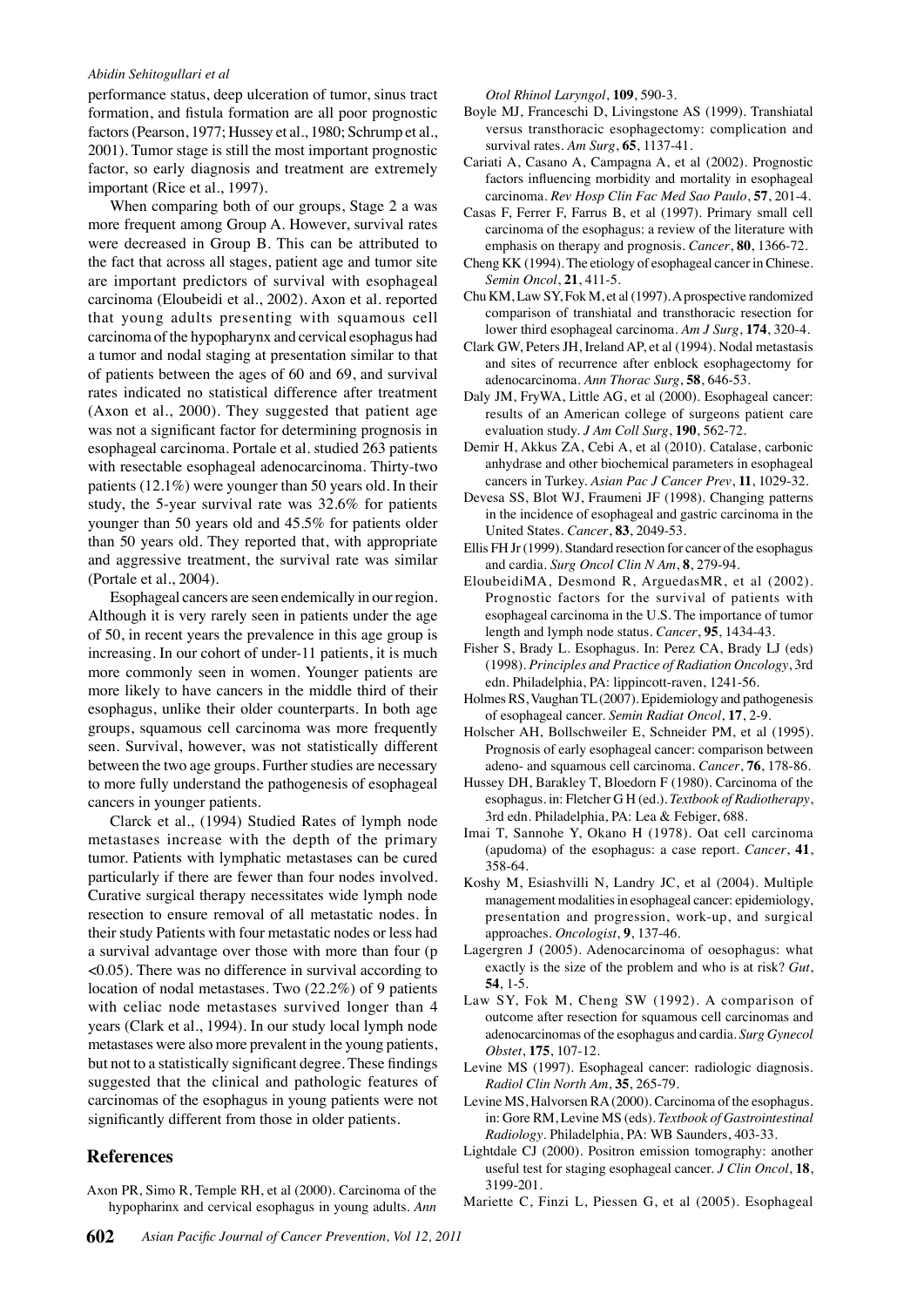performance status, deep ulceration of tumor, sinus tract formation, and fistula formation are all poor prognostic factors (Pearson, 1977; Hussey et al., 1980; Schrump et al., 2001). Tumor stage is still the most important prognostic factor, so early diagnosis and treatment are extremely important (Rice et al., 1997).

When comparing both of our groups, Stage 2 a was more frequent among Group A. However, survival rates were decreased in Group B. This can be attributed to the fact that across all stages, patient age and tumor site are important predictors of survival with esophageal carcinoma (Eloubeidi et al., 2002). Axon et al. reported that young adults presenting with squamous cell carcinoma of the hypopharynx and cervical esophagus had a tumor and nodal staging at presentation similar to that of patients between the ages of 60 and 69, and survival rates indicated no statistical difference after treatment (Axon et al., 2000). They suggested that patient age was not a significant factor for determining prognosis in esophageal carcinoma. Portale et al. studied 263 patients with resectable esophageal adenocarcinoma. Thirty-two patients (12.1%) were younger than 50 years old. In their study, the 5-year survival rate was 32.6% for patients younger than 50 years old and 45.5% for patients older than 50 years old. They reported that, with appropriate and aggressive treatment, the survival rate was similar (Portale et al., 2004).

Esophageal cancers are seen endemically in our region. Although it is very rarely seen in patients under the age of 50, in recent years the prevalence in this age group is increasing. In our cohort of under-11 patients, it is much more commonly seen in women. Younger patients are more likely to have cancers in the middle third of their esophagus, unlike their older counterparts. In both age groups, squamous cell carcinoma was more frequently seen. Survival, however, was not statistically different between the two age groups. Further studies are necessary to more fully understand the pathogenesis of esophageal cancers in younger patients.

Clarck et al., (1994) Studied Rates of lymph node metastases increase with the depth of the primary tumor. Patients with lymphatic metastases can be cured particularly if there are fewer than four nodes involved. Curative surgical therapy necessitates wide lymph node resection to ensure removal of all metastatic nodes. İn their study Patients with four metastatic nodes or less had a survival advantage over those with more than four (p <0.05). There was no difference in survival according to location of nodal metastases. Two (22.2%) of 9 patients with celiac node metastases survived longer than 4 years (Clark et al., 1994). In our study local lymph node metastases were also more prevalent in the young patients, but not to a statistically significant degree. These findings suggested that the clinical and pathologic features of carcinomas of the esophagus in young patients were not significantly different from those in older patients.

## References

Axon PR, Simo R, Temple RH, et al (2000). Carcinoma of the hypopharinx and cervical esophagus in young adults. *Ann Otol Rhinol Laryngol*, **109**, 590-3.

Boyle MJ, Franceschi D, Livingstone AS (1999). Transhiatal versus transthoracic esophagectomy: complication and survival rates. *Am Surg*, **65**, 1137-41.

Cariati A, Casano A, Campagna A, et al (2002). Prognostic factors influencing morbidity and mortality in esophageal carcinoma. *Rev Hosp Clin Fac Med Sao Paulo*, **57**, 201-4.

Casas F, Ferrer F, Farrus B, et al (1997). Primary small cell carcinoma of the esophagus: a review of the literature with emphasis on therapy and prognosis. *Cancer*, **80**, 1366-72.

Cheng KK (1994). The etiology of esophageal cancer in Chinese. *Semin Oncol*, **21**, 411-5.

Chu KM, Law SY, Fok M, et al (1997). A prospective randomized comparison of transhiatal and transthoracic resection for lower third esophageal carcinoma. *Am J Surg*, **174**, 320-4.

Clark GW, Peters JH, Ireland AP, et al (1994). Nodal metastasis and sites of recurrence after enblock esophagectomy for adenocarcinoma. *Ann Thorac Surg*, **58**, 646-53.

Daly JM, FryWA, Little AG, et al (2000). Esophageal cancer: results of an American college of surgeons patient care evaluation study. *J Am Coll Surg*, **190**, 562-72.

Demir H, Akkus ZA, Cebi A, et al (2010). Catalase, carbonic anhydrase and other biochemical parameters in esophageal cancers in Turkey. *Asian Pac J Cancer Prev*, **11**, 1029-32.

Devesa SS, Blot WJ, Fraumeni JF (1998). Changing patterns in the incidence of esophageal and gastric carcinoma in the United States. *Cancer*, **83**, 2049-53.

Ellis FH Jr (1999). Standard resection for cancer of the esophagus and cardia. *Surg Oncol Clin N Am*, **8**, 279-94.

EloubeidiMA, Desmond R, ArguedasMR, et al (2002). Prognostic factors for the survival of patients with esophageal carcinoma in the U.S. The importance of tumor length and lymph node status. *Cancer*, **95**, 1434-43.

Fisher S, Brady L. Esophagus. In: Perez CA, Brady LJ (eds) (1998). *Principles and Practice of Radiation Oncology*, 3rd edn. Philadelphia, PA: lippincott-raven, 1241-56.

Holmes RS, Vaughan TL (2007). Epidemiology and pathogenesis of esophageal cancer. *Semin Radiat Oncol*, **17**, 2-9.

Holscher AH, Bollschweiler E, Schneider PM, et al (1995). Prognosis of early esophageal cancer: comparison between adeno- and squamous cell carcinoma. *Cancer*, **76**, 178-86.

Hussey DH, Barakley T, Bloedorn F (1980). Carcinoma of the esophagus. in: Fletcher G H (ed.). *Textbook of Radiotherapy*, 3rd edn. Philadelphia, PA: Lea & Febiger, 688.

Imai T, Sannohe Y, Okano H (1978). Oat cell carcinoma (apudoma) of the esophagus: a case report. *Cancer*, **41**, 358-64.

Koshy M, Esiashvilli N, Landry JC, et al (2004). Multiple management modalities in esophageal cancer: epidemiology, presentation and progression, work-up, and surgical approaches. *Oncologist*, **9**, 137-46.

Lagergren J (2005). Adenocarcinoma of oesophagus: what exactly is the size of the problem and who is at risk? *Gut*, **54**, 1-5.

Law SY, Fok M, Cheng SW (1992). A comparison of outcome after resection for squamous cell carcinomas and adenocarcinomas of the esophagus and cardia. *Surg Gynecol Obstet*, **175**, 107-12.

Levine MS (1997). Esophageal cancer: radiologic diagnosis. *Radiol Clin North Am*, **35**, 265-79.

Levine MS, Halvorsen RA (2000). Carcinoma of the esophagus. in: Gore RM, Levine MS (eds). *Textbook of Gastrointestinal Radiology*. Philadelphia, PA: WB Saunders, 403-33.

Lightdale CJ (2000). Positron emission tomography: another useful test for staging esophageal cancer. *J Clin Oncol*, **18**, 3199-201.

Mariette C, Finzi L, Piessen G, et al (2005). Esophageal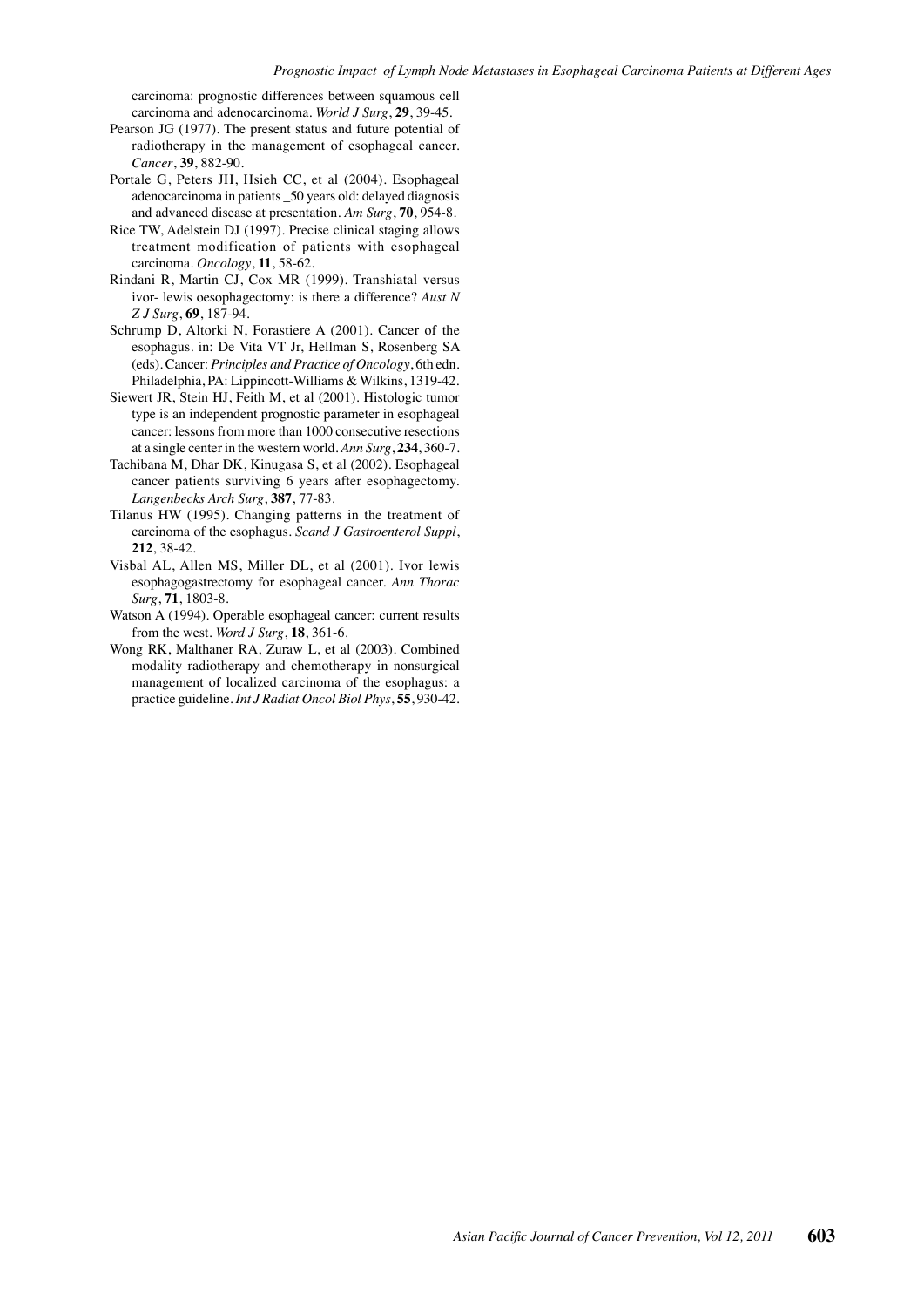carcinoma: prognostic differences between squamous cell carcinoma and adenocarcinoma. *World J Surg*, **29**, 39-45.

Pearson JG (1977). The present status and future potential of radiotherapy in the management of esophageal cancer. *Cancer*, **39**, 882-90.

Portale G, Peters JH, Hsieh CC, et al (2004). Esophageal adenocarcinoma in patients _50 years old: delayed diagnosis and advanced disease at presentation. *Am Surg*, **70**, 954-8.

Rice TW, Adelstein DJ (1997). Precise clinical staging allows treatment modification of patients with esophageal carcinoma. *Oncology*, **11**, 58-62.

Rindani R, Martin CJ, Cox MR (1999). Transhiatal versus ivor- lewis oesophagectomy: is there a difference? *Aust N Z J Surg*, **69**, 187-94.

Schrump D, Altorki N, Forastiere A (2001). Cancer of the esophagus. in: De Vita VT Jr, Hellman S, Rosenberg SA (eds). Cancer: *Principles and Practice of Oncology*, 6th edn. Philadelphia, PA: Lippincott-Williams & Wilkins, 1319-42.

Siewert JR, Stein HJ, Feith M, et al (2001). Histologic tumor type is an independent prognostic parameter in esophageal cancer: lessons from more than 1000 consecutive resections at a single center in the western world. *Ann Surg*, **234**, 360-7.

Tachibana M, Dhar DK, Kinugasa S, et al (2002). Esophageal cancer patients surviving 6 years after esophagectomy. *Langenbecks Arch Surg*, **387**, 77-83.

Tilanus HW (1995). Changing patterns in the treatment of carcinoma of the esophagus. *Scand J Gastroenterol Suppl*, **212**, 38-42.

Visbal AL, Allen MS, Miller DL, et al (2001). Ivor lewis esophagogastrectomy for esophageal cancer. *Ann Thorac Surg*, **71**, 1803-8.

Watson A (1994). Operable esophageal cancer: current results from the west. *Word J Surg*, **18**, 361-6.

Wong RK, Malthaner RA, Zuraw L, et al (2003). Combined modality radiotherapy and chemotherapy in nonsurgical management of localized carcinoma of the esophagus: a practice guideline. *Int J Radiat Oncol Biol Phys*, **55**, 930-42.